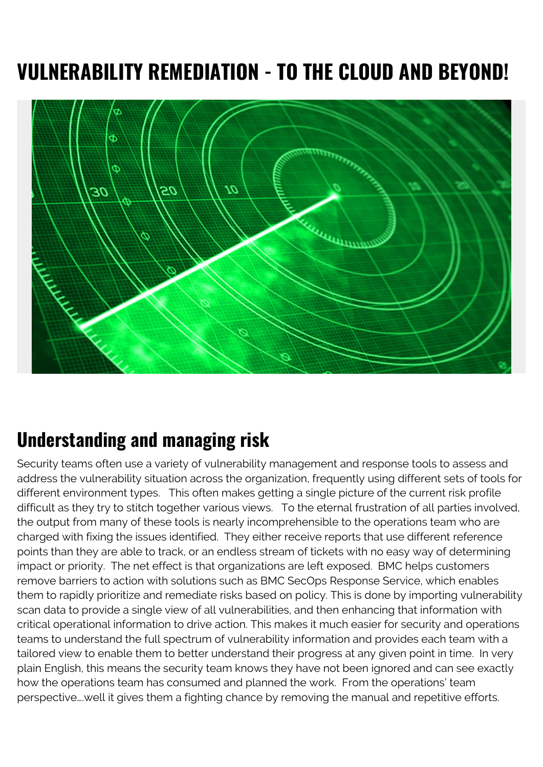# VULNERABILITY REMEDIATION - TO THE CLOUD AND BEYOND!

## Understanding and managing risk

Security teams often use a variety of vulnerability management and response tools to assess and address the vulnerability situation across the organization, frequently using different sets of tools for different environment types. This often makes getting a single picture of the current risk profile difficult as they try to stitch together various views. To the eternal frustration of all parties involved, the output from many of these tools is nearly incomprehensible to the operations team who are charged with fixing the issues identified. They either receive reports that use different reference points than they are able to track, or an endless stream of tickets with no easy way of determining impact or priority. The net effect is that organizations are left exposed. BMC helps customers remove barriers to action with solutions such as BMC SecOps Response Service, which enables them to rapidly prioritize and remediate risks based on policy. This is done by importing vulnerability scan data to provide a single view of all vulnerabilities, and then enhancing that information with critical operational information to drive action. This makes it much easier for security and operations teams to understand the full spectrum of vulnerability information and provides each team with a tailored view to enable them to better understand their progress at any given point in time. In very plain English, this means the security team knows they have not been ignored and can see exactly how the operations team has consumed and planned the work. From the operations' team perspective….well it gives them a fighting chance by removing the manual and repetitive efforts.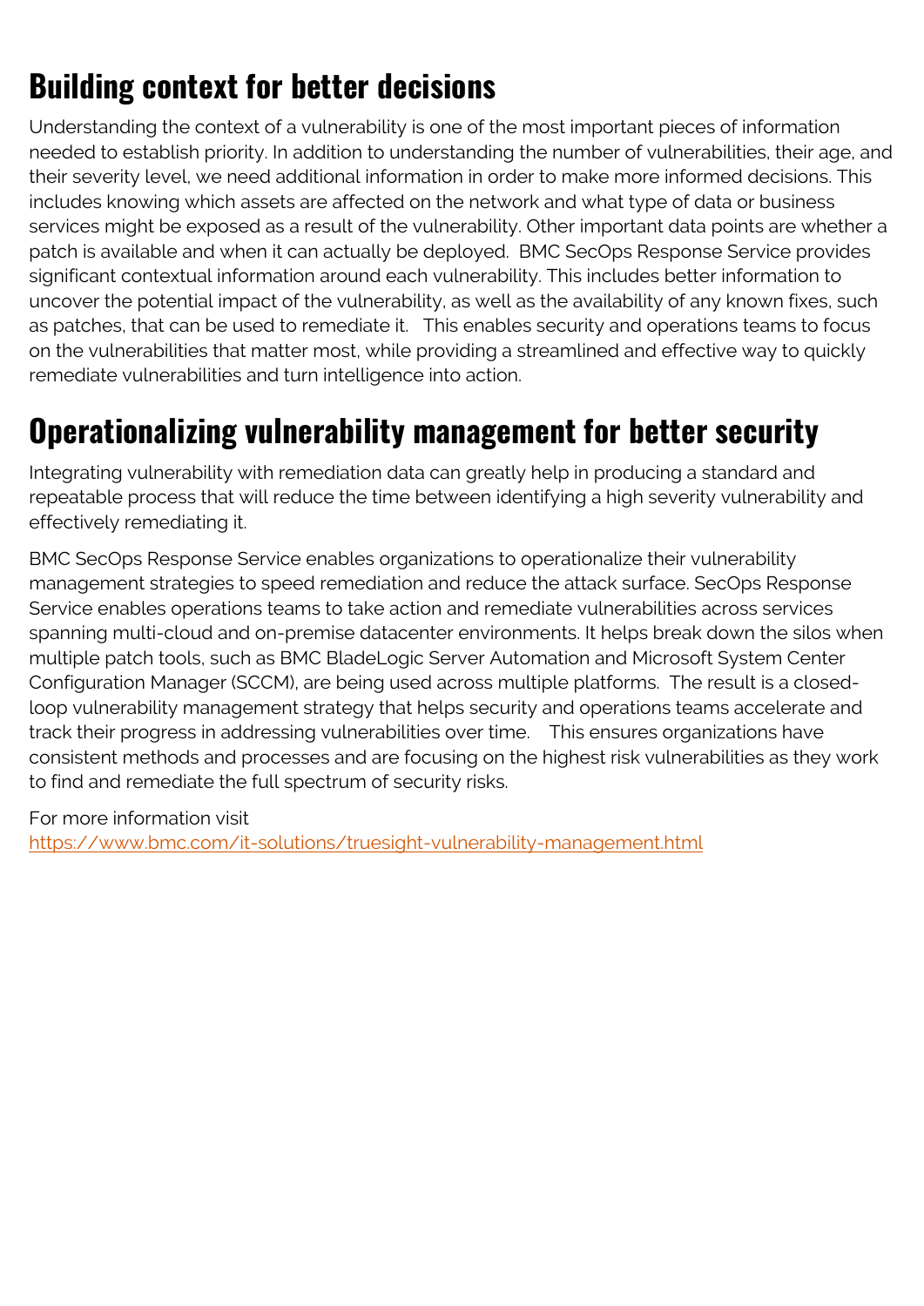## Building context for better decisions

Understanding the context of a vulnerability is one of the most important pieces of information needed to establish priority. In addition to understanding the number of vulnerabilities, their age, and their severity level, we need additional information in order to make more informed decisions. This includes knowing which assets are affected on the network and what type of data or business services might be exposed as a result of the vulnerability. Other important data points are whether a patch is available and when it can actually be deployed. BMC SecOps Response Service provides significant contextual information around each vulnerability. This includes better information to uncover the potential impact of the vulnerability, as well as the availability of any known fixes, such as patches, that can be used to remediate it. This enables security and operations teams to focus on the vulnerabilities that matter most, while providing a streamlined and effective way to quickly remediate vulnerabilities and turn intelligence into action.

## Operationalizing vulnerability management for better security

Integrating vulnerability with remediation data can greatly help in producing a standard and repeatable process that will reduce the time between identifying a high severity vulnerability and effectively remediating it.

BMC SecOps Response Service enables organizations to operationalize their vulnerability management strategies to speed remediation and reduce the attack surface. SecOps Response Service enables operations teams to take action and remediate vulnerabilities across services spanning multi-cloud and on-premise datacenter environments. It helps break down the silos when multiple patch tools, such as BMC BladeLogic Server Automation and Microsoft System Center Configuration Manager (SCCM), are being used across multiple platforms. The result is a closed-loop vulnerability management strategy that helps security and operations teams accelerate and track their progress in addressing vulnerabilities over time. This ensures organizations have consistent methods and processes and are focusing on the highest risk vulnerabilities as they work to find and remediate the full spectrum of security risks.

For more information visit
[https://www.bmc.com/it-solutions/truesight-vulnerability-management.html](https://www.bmc.com/it-solutions/truesight-vulnerability-management.html)